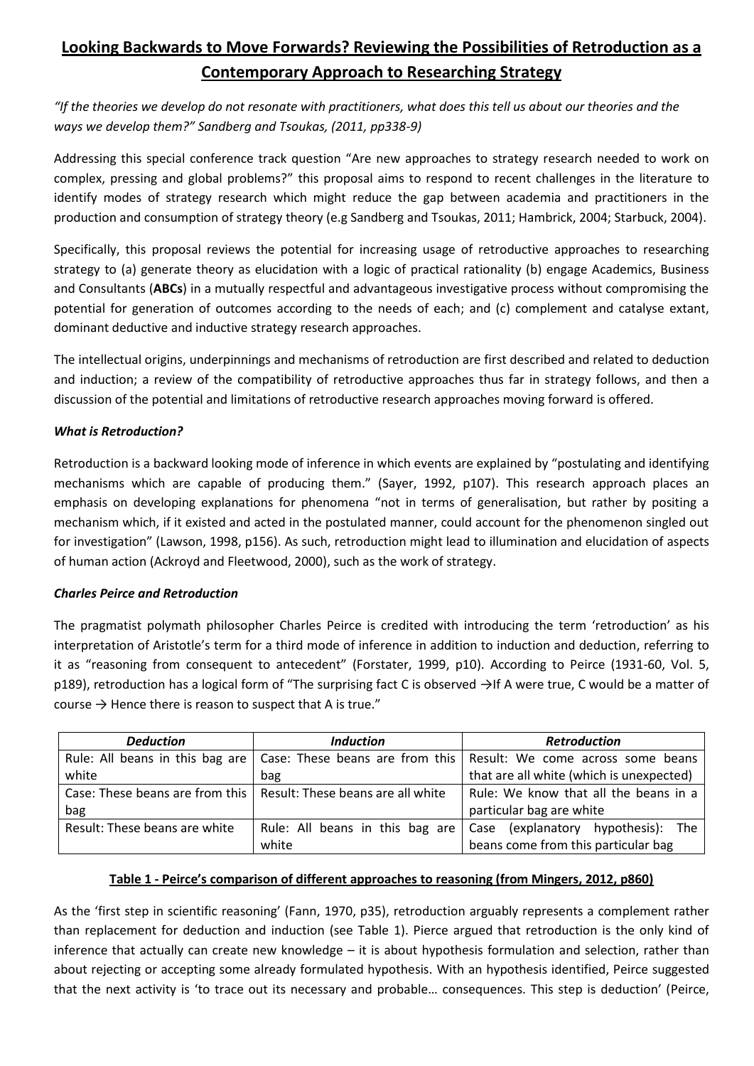# Looking Backwards to Move Forwards? Reviewing the Possibilities of Retroduction as a Contemporary Approach to Researching Strategy

*"If the theories we develop do not resonate with practitioners, what does this tell us about our theories and the ways we develop them?" Sandberg and Tsoukas, (2011, pp338-9)*

Addressing this special conference track question "Are new approaches to strategy research needed to work on complex, pressing and global problems?" this proposal aims to respond to recent challenges in the literature to identify modes of strategy research which might reduce the gap between academia and practitioners in the production and consumption of strategy theory (e.g Sandberg and Tsoukas, 2011; Hambrick, 2004; Starbuck, 2004).

Specifically, this proposal reviews the potential for increasing usage of retroductive approaches to researching strategy to (a) generate theory as elucidation with a logic of practical rationality (b) engage Academics, Business and Consultants (**ABCs**) in a mutually respectful and advantageous investigative process without compromising the potential for generation of outcomes according to the needs of each; and (c) complement and catalyse extant, dominant deductive and inductive strategy research approaches.

The intellectual origins, underpinnings and mechanisms of retroduction are first described and related to deduction and induction; a review of the compatibility of retroductive approaches thus far in strategy follows, and then a discussion of the potential and limitations of retroductive research approaches moving forward is offered.

### *What is Retroduction?*

Retroduction is a backward looking mode of inference in which events are explained by "postulating and identifying mechanisms which are capable of producing them." (Sayer, 1992, p107). This research approach places an emphasis on developing explanations for phenomena "not in terms of generalisation, but rather by positing a mechanism which, if it existed and acted in the postulated manner, could account for the phenomenon singled out for investigation" (Lawson, 1998, p156). As such, retroduction might lead to illumination and elucidation of aspects of human action (Ackroyd and Fleetwood, 2000), such as the work of strategy.

### *Charles Peirce and Retroduction*

The pragmatist polymath philosopher Charles Peirce is credited with introducing the term 'retroduction' as his interpretation of Aristotle's term for a third mode of inference in addition to induction and deduction, referring to it as "reasoning from consequent to antecedent" (Forstater, 1999, p10). According to Peirce (1931-60, Vol. 5, p189), retroduction has a logical form of "The surprising fact C is observed →If A were true, C would be a matter of course → Hence there is reason to suspect that A is true."

| *Deduction* | *Induction* | *Retroduction* |
|---|---|---|
| Rule: All beans in this bag are white | Case: These beans are from this bag | Result: We come across some beans that are all white (which is unexpected) |
| Case: These beans are from this bag | Result: These beans are all white | Rule: We know that all the beans in a particular bag are white |
| Result: These beans are white | Rule: All beans in this bag are white | Case (explanatory hypothesis): The beans come from this particular bag |

**Table 1 - Peirce's comparison of different approaches to reasoning (from Mingers, 2012, p860)**

As the 'first step in scientific reasoning' (Fann, 1970, p35), retroduction arguably represents a complement rather than replacement for deduction and induction (see Table 1). Pierce argued that retroduction is the only kind of inference that actually can create new knowledge – it is about hypothesis formulation and selection, rather than about rejecting or accepting some already formulated hypothesis. With an hypothesis identified, Peirce suggested that the next activity is 'to trace out its necessary and probable… consequences. This step is deduction' (Peirce,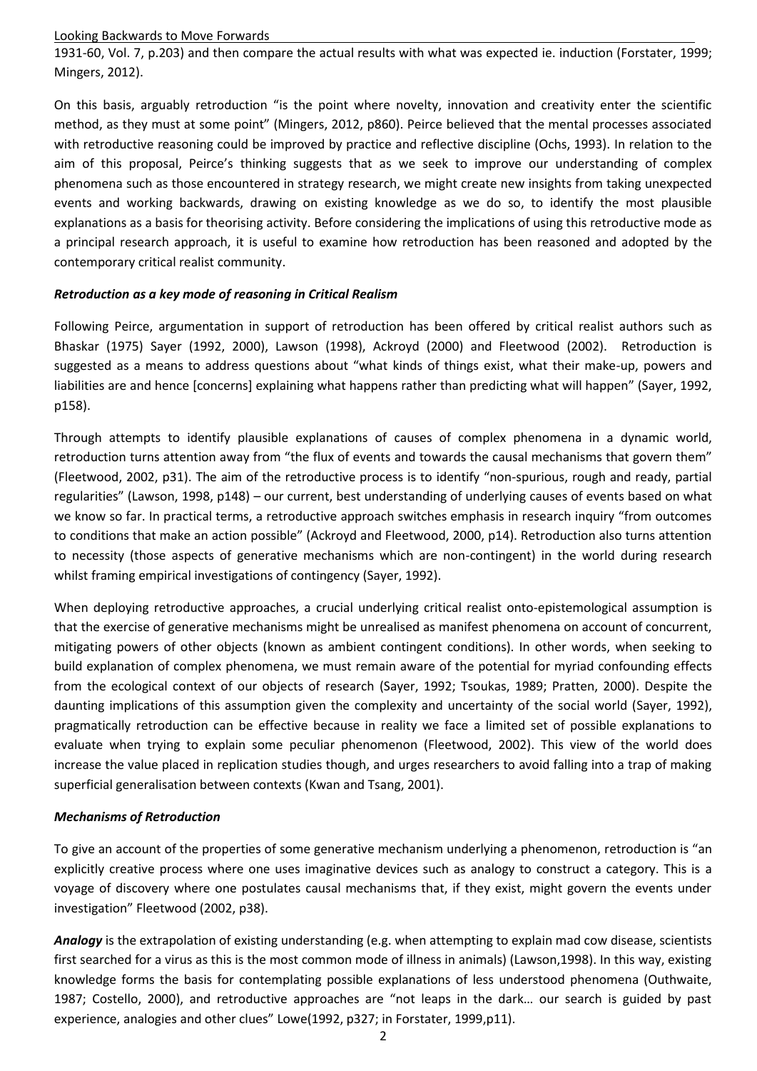1931-60, Vol. 7, p.203) and then compare the actual results with what was expected ie. induction (Forstater, 1999; Mingers, 2012).

On this basis, arguably retroduction "is the point where novelty, innovation and creativity enter the scientific method, as they must at some point" (Mingers, 2012, p860). Peirce believed that the mental processes associated with retroductive reasoning could be improved by practice and reflective discipline (Ochs, 1993). In relation to the aim of this proposal, Peirce's thinking suggests that as we seek to improve our understanding of complex phenomena such as those encountered in strategy research, we might create new insights from taking unexpected events and working backwards, drawing on existing knowledge as we do so, to identify the most plausible explanations as a basis for theorising activity. Before considering the implications of using this retroductive mode as a principal research approach, it is useful to examine how retroduction has been reasoned and adopted by the contemporary critical realist community.

***Retroduction as a key mode of reasoning in Critical Realism***

Following Peirce, argumentation in support of retroduction has been offered by critical realist authors such as Bhaskar (1975) Sayer (1992, 2000), Lawson (1998), Ackroyd (2000) and Fleetwood (2002). Retroduction is suggested as a means to address questions about "what kinds of things exist, what their make-up, powers and liabilities are and hence [concerns] explaining what happens rather than predicting what will happen" (Sayer, 1992, p158).

Through attempts to identify plausible explanations of causes of complex phenomena in a dynamic world, retroduction turns attention away from "the flux of events and towards the causal mechanisms that govern them" (Fleetwood, 2002, p31). The aim of the retroductive process is to identify "non-spurious, rough and ready, partial regularities" (Lawson, 1998, p148) – our current, best understanding of underlying causes of events based on what we know so far. In practical terms, a retroductive approach switches emphasis in research inquiry "from outcomes to conditions that make an action possible" (Ackroyd and Fleetwood, 2000, p14). Retroduction also turns attention to necessity (those aspects of generative mechanisms which are non-contingent) in the world during research whilst framing empirical investigations of contingency (Sayer, 1992).

When deploying retroductive approaches, a crucial underlying critical realist onto-epistemological assumption is that the exercise of generative mechanisms might be unrealised as manifest phenomena on account of concurrent, mitigating powers of other objects (known as ambient contingent conditions). In other words, when seeking to build explanation of complex phenomena, we must remain aware of the potential for myriad confounding effects from the ecological context of our objects of research (Sayer, 1992; Tsoukas, 1989; Pratten, 2000). Despite the daunting implications of this assumption given the complexity and uncertainty of the social world (Sayer, 1992), pragmatically retroduction can be effective because in reality we face a limited set of possible explanations to evaluate when trying to explain some peculiar phenomenon (Fleetwood, 2002). This view of the world does increase the value placed in replication studies though, and urges researchers to avoid falling into a trap of making superficial generalisation between contexts (Kwan and Tsang, 2001).

***Mechanisms of Retroduction***

To give an account of the properties of some generative mechanism underlying a phenomenon, retroduction is "an explicitly creative process where one uses imaginative devices such as analogy to construct a category. This is a voyage of discovery where one postulates causal mechanisms that, if they exist, might govern the events under investigation" Fleetwood (2002, p38).

***Analogy*** is the extrapolation of existing understanding (e.g. when attempting to explain mad cow disease, scientists first searched for a virus as this is the most common mode of illness in animals) (Lawson,1998). In this way, existing knowledge forms the basis for contemplating possible explanations of less understood phenomena (Outhwaite, 1987; Costello, 2000), and retroductive approaches are "not leaps in the dark… our search is guided by past experience, analogies and other clues" Lowe(1992, p327; in Forstater, 1999,p11).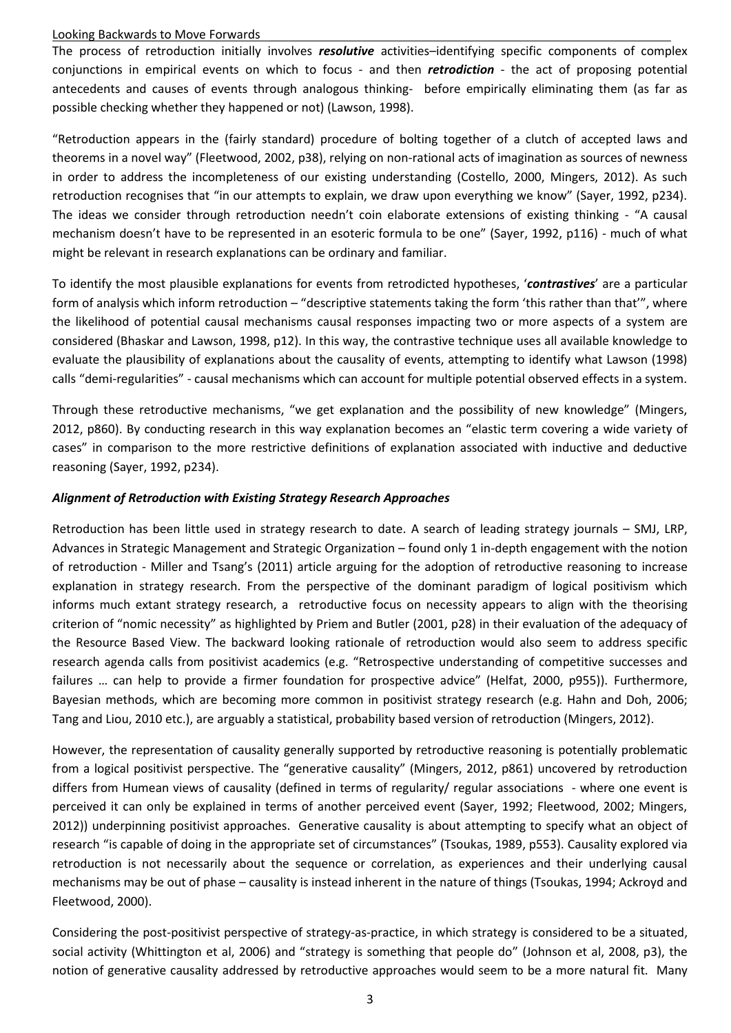The process of retroduction initially involves ***resolutive*** activities–identifying specific components of complex conjunctions in empirical events on which to focus - and then ***retrodiction*** - the act of proposing potential antecedents and causes of events through analogous thinking- before empirically eliminating them (as far as possible checking whether they happened or not) (Lawson, 1998).

"Retroduction appears in the (fairly standard) procedure of bolting together of a clutch of accepted laws and theorems in a novel way" (Fleetwood, 2002, p38), relying on non-rational acts of imagination as sources of newness in order to address the incompleteness of our existing understanding (Costello, 2000, Mingers, 2012). As such retroduction recognises that "in our attempts to explain, we draw upon everything we know" (Sayer, 1992, p234). The ideas we consider through retroduction needn't coin elaborate extensions of existing thinking - "A causal mechanism doesn't have to be represented in an esoteric formula to be one" (Sayer, 1992, p116) - much of what might be relevant in research explanations can be ordinary and familiar.

To identify the most plausible explanations for events from retrodicted hypotheses, '***contrastives***' are a particular form of analysis which inform retroduction – "descriptive statements taking the form 'this rather than that'", where the likelihood of potential causal mechanisms causal responses impacting two or more aspects of a system are considered (Bhaskar and Lawson, 1998, p12). In this way, the contrastive technique uses all available knowledge to evaluate the plausibility of explanations about the causality of events, attempting to identify what Lawson (1998) calls "demi-regularities" - causal mechanisms which can account for multiple potential observed effects in a system.

Through these retroductive mechanisms, "we get explanation and the possibility of new knowledge" (Mingers, 2012, p860). By conducting research in this way explanation becomes an "elastic term covering a wide variety of cases" in comparison to the more restrictive definitions of explanation associated with inductive and deductive reasoning (Sayer, 1992, p234).

### *Alignment of Retroduction with Existing Strategy Research Approaches*

Retroduction has been little used in strategy research to date. A search of leading strategy journals – SMJ, LRP, Advances in Strategic Management and Strategic Organization – found only 1 in-depth engagement with the notion of retroduction - Miller and Tsang's (2011) article arguing for the adoption of retroductive reasoning to increase explanation in strategy research. From the perspective of the dominant paradigm of logical positivism which informs much extant strategy research, a retroductive focus on necessity appears to align with the theorising criterion of "nomic necessity" as highlighted by Priem and Butler (2001, p28) in their evaluation of the adequacy of the Resource Based View. The backward looking rationale of retroduction would also seem to address specific research agenda calls from positivist academics (e.g. "Retrospective understanding of competitive successes and failures … can help to provide a firmer foundation for prospective advice" (Helfat, 2000, p955)). Furthermore, Bayesian methods, which are becoming more common in positivist strategy research (e.g. Hahn and Doh, 2006; Tang and Liou, 2010 etc.), are arguably a statistical, probability based version of retroduction (Mingers, 2012).

However, the representation of causality generally supported by retroductive reasoning is potentially problematic from a logical positivist perspective. The "generative causality" (Mingers, 2012, p861) uncovered by retroduction differs from Humean views of causality (defined in terms of regularity/ regular associations - where one event is perceived it can only be explained in terms of another perceived event (Sayer, 1992; Fleetwood, 2002; Mingers, 2012)) underpinning positivist approaches. Generative causality is about attempting to specify what an object of research "is capable of doing in the appropriate set of circumstances" (Tsoukas, 1989, p553). Causality explored via retroduction is not necessarily about the sequence or correlation, as experiences and their underlying causal mechanisms may be out of phase – causality is instead inherent in the nature of things (Tsoukas, 1994; Ackroyd and Fleetwood, 2000).

Considering the post-positivist perspective of strategy-as-practice, in which strategy is considered to be a situated, social activity (Whittington et al, 2006) and "strategy is something that people do" (Johnson et al, 2008, p3), the notion of generative causality addressed by retroductive approaches would seem to be a more natural fit. Many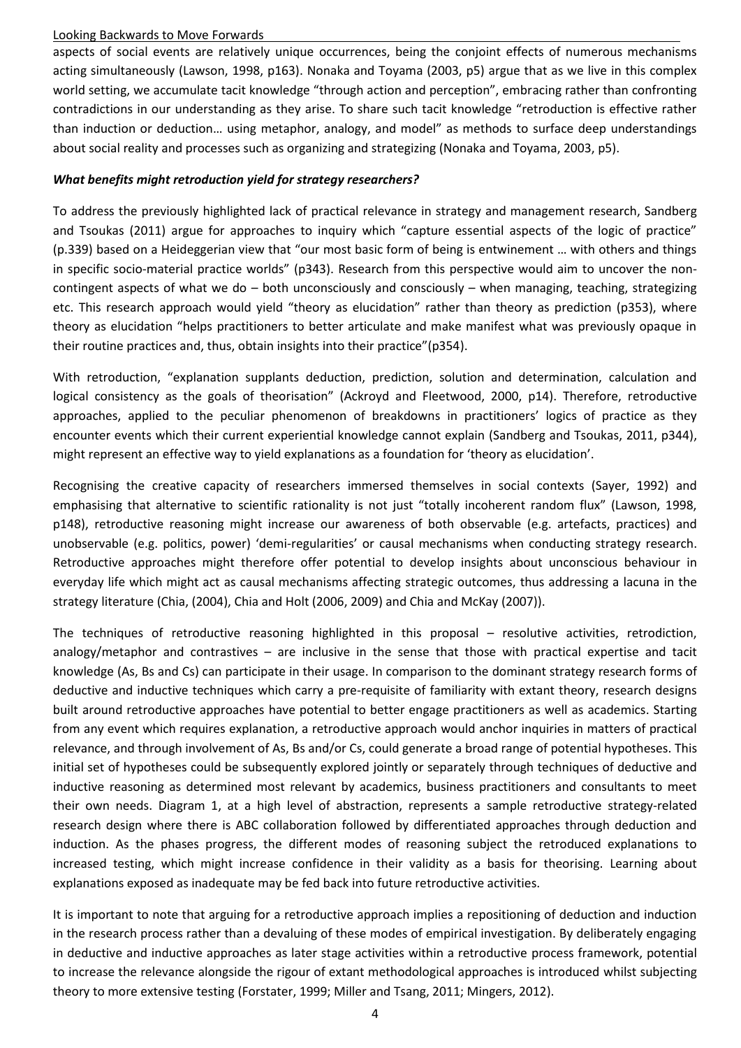aspects of social events are relatively unique occurrences, being the conjoint effects of numerous mechanisms acting simultaneously (Lawson, 1998, p163). Nonaka and Toyama (2003, p5) argue that as we live in this complex world setting, we accumulate tacit knowledge "through action and perception", embracing rather than confronting contradictions in our understanding as they arise. To share such tacit knowledge "retroduction is effective rather than induction or deduction… using metaphor, analogy, and model" as methods to surface deep understandings about social reality and processes such as organizing and strategizing (Nonaka and Toyama, 2003, p5).

***What benefits might retroduction yield for strategy researchers?***

To address the previously highlighted lack of practical relevance in strategy and management research, Sandberg and Tsoukas (2011) argue for approaches to inquiry which "capture essential aspects of the logic of practice" (p.339) based on a Heideggerian view that "our most basic form of being is entwinement … with others and things in specific socio-material practice worlds" (p343). Research from this perspective would aim to uncover the non-contingent aspects of what we do – both unconsciously and consciously – when managing, teaching, strategizing etc. This research approach would yield "theory as elucidation" rather than theory as prediction (p353), where theory as elucidation "helps practitioners to better articulate and make manifest what was previously opaque in their routine practices and, thus, obtain insights into their practice"(p354).

With retroduction, "explanation supplants deduction, prediction, solution and determination, calculation and logical consistency as the goals of theorisation" (Ackroyd and Fleetwood, 2000, p14). Therefore, retroductive approaches, applied to the peculiar phenomenon of breakdowns in practitioners' logics of practice as they encounter events which their current experiential knowledge cannot explain (Sandberg and Tsoukas, 2011, p344), might represent an effective way to yield explanations as a foundation for 'theory as elucidation'.

Recognising the creative capacity of researchers immersed themselves in social contexts (Sayer, 1992) and emphasising that alternative to scientific rationality is not just "totally incoherent random flux" (Lawson, 1998, p148), retroductive reasoning might increase our awareness of both observable (e.g. artefacts, practices) and unobservable (e.g. politics, power) 'demi-regularities' or causal mechanisms when conducting strategy research. Retroductive approaches might therefore offer potential to develop insights about unconscious behaviour in everyday life which might act as causal mechanisms affecting strategic outcomes, thus addressing a lacuna in the strategy literature (Chia, (2004), Chia and Holt (2006, 2009) and Chia and McKay (2007)).

The techniques of retroductive reasoning highlighted in this proposal – resolutive activities, retrodiction, analogy/metaphor and contrastives – are inclusive in the sense that those with practical expertise and tacit knowledge (As, Bs and Cs) can participate in their usage. In comparison to the dominant strategy research forms of deductive and inductive techniques which carry a pre-requisite of familiarity with extant theory, research designs built around retroductive approaches have potential to better engage practitioners as well as academics. Starting from any event which requires explanation, a retroductive approach would anchor inquiries in matters of practical relevance, and through involvement of As, Bs and/or Cs, could generate a broad range of potential hypotheses. This initial set of hypotheses could be subsequently explored jointly or separately through techniques of deductive and inductive reasoning as determined most relevant by academics, business practitioners and consultants to meet their own needs. Diagram 1, at a high level of abstraction, represents a sample retroductive strategy-related research design where there is ABC collaboration followed by differentiated approaches through deduction and induction. As the phases progress, the different modes of reasoning subject the retroduced explanations to increased testing, which might increase confidence in their validity as a basis for theorising. Learning about explanations exposed as inadequate may be fed back into future retroductive activities.

It is important to note that arguing for a retroductive approach implies a repositioning of deduction and induction in the research process rather than a devaluing of these modes of empirical investigation. By deliberately engaging in deductive and inductive approaches as later stage activities within a retroductive process framework, potential to increase the relevance alongside the rigour of extant methodological approaches is introduced whilst subjecting theory to more extensive testing (Forstater, 1999; Miller and Tsang, 2011; Mingers, 2012).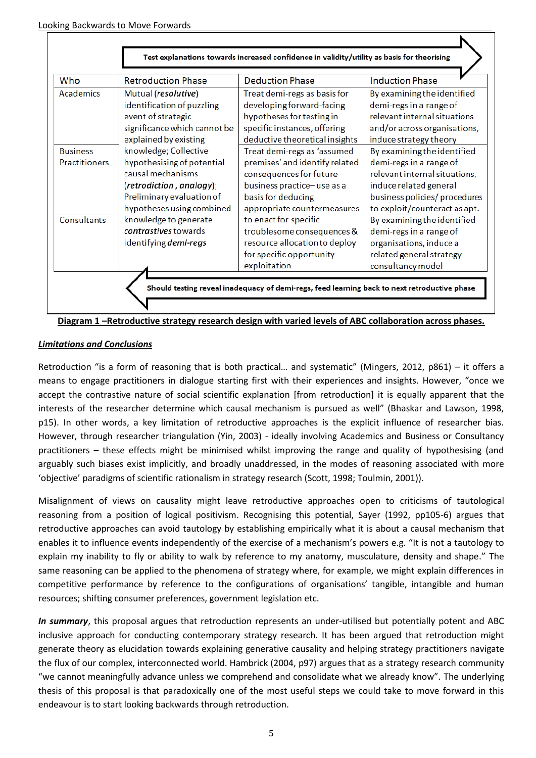Test explanations towards increased confidence in validity/utility as basis for theorising

| Who | Retroduction Phase | Deduction Phase | Induction Phase |
|---|---|---|---|
| Academics | Mutual (*resolutive*) identification of puzzling event of strategic significance which cannot be explained by existing knowledge; Collective hypothesising of potential causal mechanisms (*retrodiction*, *analogy*); Preliminary evaluation of hypotheses using combined knowledge to generate *contrastives* towards identifying *demi-regs* | Treat demi-regs as basis for developing forward-facing hypotheses for testing in specific instances, offering deductive theoretical insights | By examining the identified demi-regs in a range of relevant internal situations and/or across organisations, induce strategy theory |
| Business Practitioners | | Treat demi-regs as 'assumed premises' and identify related consequences for future business practice– use as a basis for deducing appropriate countermeasures to enact for specific troublesome consequences & resource allocation to deploy for specific opportunity exploitation | By examining the identified demi-regs in a range of relevant internal situations, induce related general business policies/ procedures to exploit/counteract as apt. |
| Consultants | | | By examining the identified demi-regs in a range of organisations, induce a related general strategy consultancy model |

Should testing reveal inadequacy of demi-regs, feed learning back to next retroductive phase

**Diagram 1 –Retroductive strategy research design with varied levels of ABC collaboration across phases.**

***Limitations and Conclusions***

Retroduction "is a form of reasoning that is both practical… and systematic" (Mingers, 2012, p861) – it offers a means to engage practitioners in dialogue starting first with their experiences and insights. However, "once we accept the contrastive nature of social scientific explanation [from retroduction] it is equally apparent that the interests of the researcher determine which causal mechanism is pursued as well" (Bhaskar and Lawson, 1998, p15). In other words, a key limitation of retroductive approaches is the explicit influence of researcher bias. However, through researcher triangulation (Yin, 2003) - ideally involving Academics and Business or Consultancy practitioners – these effects might be minimised whilst improving the range and quality of hypothesising (and arguably such biases exist implicitly, and broadly unaddressed, in the modes of reasoning associated with more 'objective' paradigms of scientific rationalism in strategy research (Scott, 1998; Toulmin, 2001)).

Misalignment of views on causality might leave retroductive approaches open to criticisms of tautological reasoning from a position of logical positivism. Recognising this potential, Sayer (1992, pp105-6) argues that retroductive approaches can avoid tautology by establishing empirically what it is about a causal mechanism that enables it to influence events independently of the exercise of a mechanism's powers e.g. "It is not a tautology to explain my inability to fly or ability to walk by reference to my anatomy, musculature, density and shape." The same reasoning can be applied to the phenomena of strategy where, for example, we might explain differences in competitive performance by reference to the configurations of organisations' tangible, intangible and human resources; shifting consumer preferences, government legislation etc.

***In summary***, this proposal argues that retroduction represents an under-utilised but potentially potent and ABC inclusive approach for conducting contemporary strategy research. It has been argued that retroduction might generate theory as elucidation towards explaining generative causality and helping strategy practitioners navigate the flux of our complex, interconnected world. Hambrick (2004, p97) argues that as a strategy research community "we cannot meaningfully advance unless we comprehend and consolidate what we already know". The underlying thesis of this proposal is that paradoxically one of the most useful steps we could take to move forward in this endeavour is to start looking backwards through retroduction.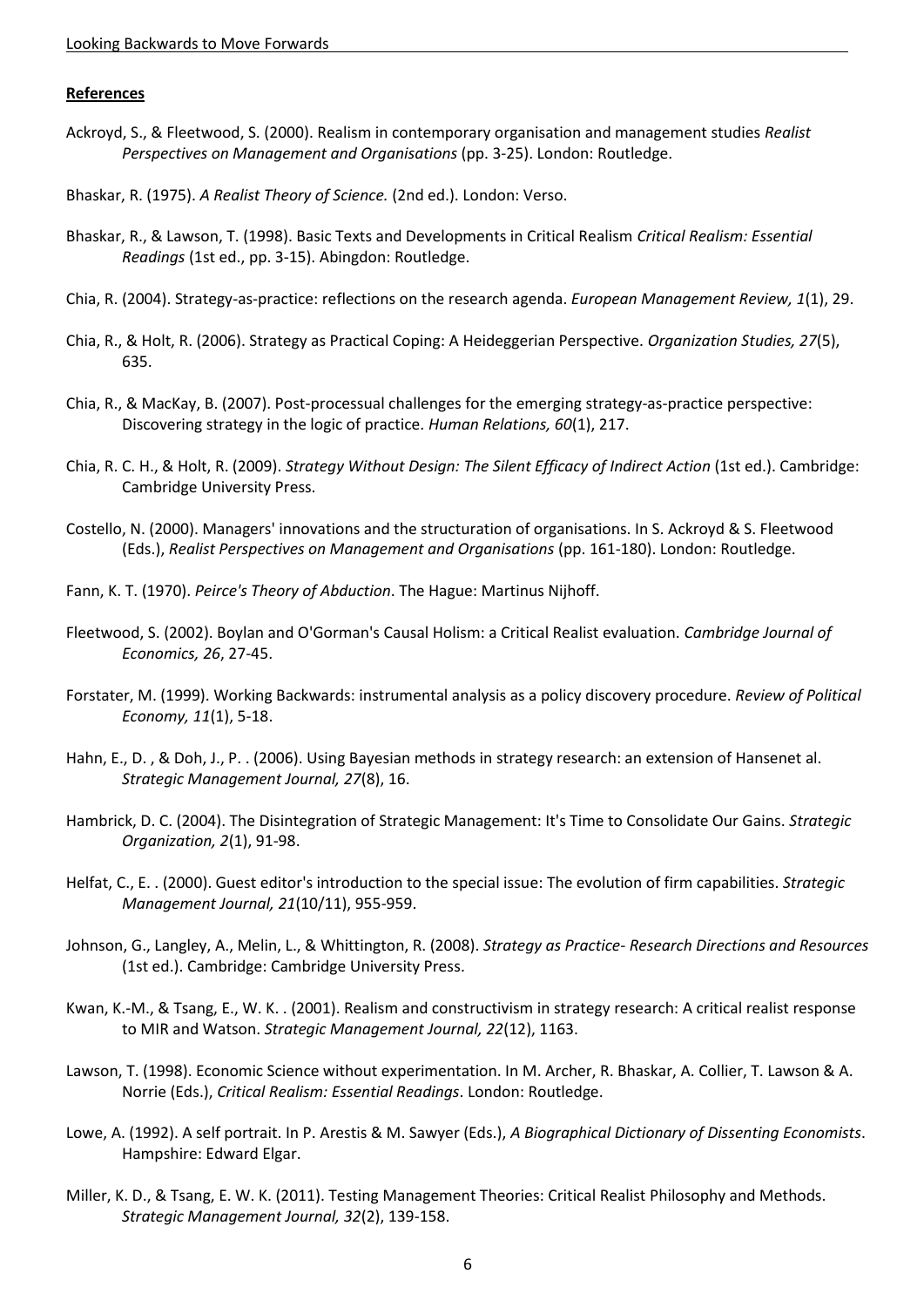**References**

Ackroyd, S., & Fleetwood, S. (2000). Realism in contemporary organisation and management studies *Realist Perspectives on Management and Organisations* (pp. 3-25). London: Routledge.

Bhaskar, R. (1975). *A Realist Theory of Science.* (2nd ed.). London: Verso.

Bhaskar, R., & Lawson, T. (1998). Basic Texts and Developments in Critical Realism *Critical Realism: Essential Readings* (1st ed., pp. 3-15). Abingdon: Routledge.

Chia, R. (2004). Strategy-as-practice: reflections on the research agenda. *European Management Review, 1*(1), 29.

Chia, R., & Holt, R. (2006). Strategy as Practical Coping: A Heideggerian Perspective. *Organization Studies, 27*(5), 635.

Chia, R., & MacKay, B. (2007). Post-processual challenges for the emerging strategy-as-practice perspective: Discovering strategy in the logic of practice. *Human Relations, 60*(1), 217.

Chia, R. C. H., & Holt, R. (2009). *Strategy Without Design: The Silent Efficacy of Indirect Action* (1st ed.). Cambridge: Cambridge University Press.

Costello, N. (2000). Managers' innovations and the structuration of organisations. In S. Ackroyd & S. Fleetwood (Eds.), *Realist Perspectives on Management and Organisations* (pp. 161-180). London: Routledge.

Fann, K. T. (1970). *Peirce's Theory of Abduction*. The Hague: Martinus Nijhoff.

Fleetwood, S. (2002). Boylan and O'Gorman's Causal Holism: a Critical Realist evaluation. *Cambridge Journal of Economics, 26*, 27-45.

Forstater, M. (1999). Working Backwards: instrumental analysis as a policy discovery procedure. *Review of Political Economy, 11*(1), 5-18.

Hahn, E., D. , & Doh, J., P. . (2006). Using Bayesian methods in strategy research: an extension of Hansenet al. *Strategic Management Journal, 27*(8), 16.

Hambrick, D. C. (2004). The Disintegration of Strategic Management: It's Time to Consolidate Our Gains. *Strategic Organization, 2*(1), 91-98.

Helfat, C., E. . (2000). Guest editor's introduction to the special issue: The evolution of firm capabilities. *Strategic Management Journal, 21*(10/11), 955-959.

Johnson, G., Langley, A., Melin, L., & Whittington, R. (2008). *Strategy as Practice- Research Directions and Resources* (1st ed.). Cambridge: Cambridge University Press.

Kwan, K.-M., & Tsang, E., W. K. . (2001). Realism and constructivism in strategy research: A critical realist response to MIR and Watson. *Strategic Management Journal, 22*(12), 1163.

Lawson, T. (1998). Economic Science without experimentation. In M. Archer, R. Bhaskar, A. Collier, T. Lawson & A. Norrie (Eds.), *Critical Realism: Essential Readings*. London: Routledge.

Lowe, A. (1992). A self portrait. In P. Arestis & M. Sawyer (Eds.), *A Biographical Dictionary of Dissenting Economists*. Hampshire: Edward Elgar.

Miller, K. D., & Tsang, E. W. K. (2011). Testing Management Theories: Critical Realist Philosophy and Methods. *Strategic Management Journal, 32*(2), 139-158.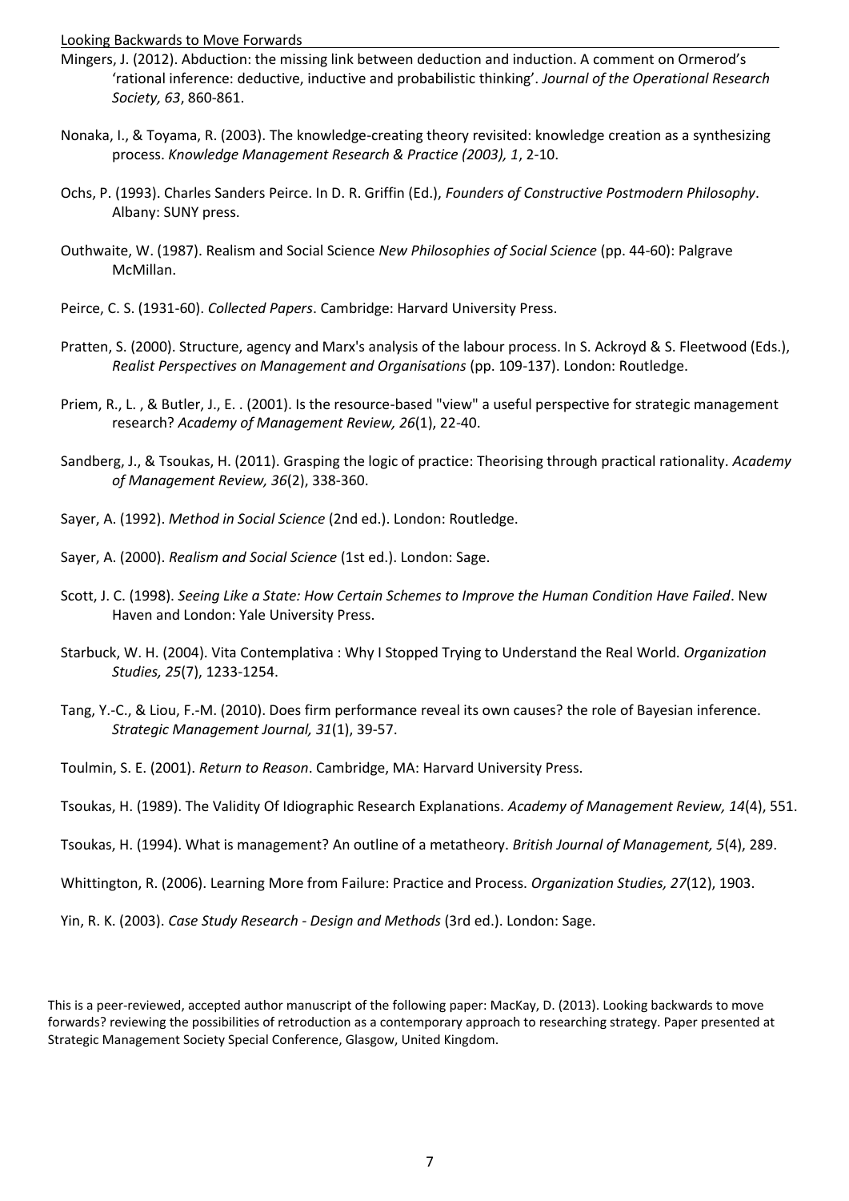Mingers, J. (2012). Abduction: the missing link between deduction and induction. A comment on Ormerod's 'rational inference: deductive, inductive and probabilistic thinking'. *Journal of the Operational Research Society, 63*, 860-861.

Nonaka, I., & Toyama, R. (2003). The knowledge-creating theory revisited: knowledge creation as a synthesizing process. *Knowledge Management Research & Practice (2003), 1*, 2-10.

Ochs, P. (1993). Charles Sanders Peirce. In D. R. Griffin (Ed.), *Founders of Constructive Postmodern Philosophy*. Albany: SUNY press.

Outhwaite, W. (1987). Realism and Social Science *New Philosophies of Social Science* (pp. 44-60): Palgrave McMillan.

Peirce, C. S. (1931-60). *Collected Papers*. Cambridge: Harvard University Press.

Pratten, S. (2000). Structure, agency and Marx's analysis of the labour process. In S. Ackroyd & S. Fleetwood (Eds.), *Realist Perspectives on Management and Organisations* (pp. 109-137). London: Routledge.

Priem, R., L. , & Butler, J., E. . (2001). Is the resource-based "view" a useful perspective for strategic management research? *Academy of Management Review, 26*(1), 22-40.

Sandberg, J., & Tsoukas, H. (2011). Grasping the logic of practice: Theorising through practical rationality. *Academy of Management Review, 36*(2), 338-360.

Sayer, A. (1992). *Method in Social Science* (2nd ed.). London: Routledge.

Sayer, A. (2000). *Realism and Social Science* (1st ed.). London: Sage.

Scott, J. C. (1998). *Seeing Like a State: How Certain Schemes to Improve the Human Condition Have Failed*. New Haven and London: Yale University Press.

Starbuck, W. H. (2004). Vita Contemplativa : Why I Stopped Trying to Understand the Real World. *Organization Studies, 25*(7), 1233-1254.

Tang, Y.-C., & Liou, F.-M. (2010). Does firm performance reveal its own causes? the role of Bayesian inference. *Strategic Management Journal, 31*(1), 39-57.

Toulmin, S. E. (2001). *Return to Reason*. Cambridge, MA: Harvard University Press.

Tsoukas, H. (1989). The Validity Of Idiographic Research Explanations. *Academy of Management Review, 14*(4), 551.

Tsoukas, H. (1994). What is management? An outline of a metatheory. *British Journal of Management, 5*(4), 289.

Whittington, R. (2006). Learning More from Failure: Practice and Process. *Organization Studies, 27*(12), 1903.

Yin, R. K. (2003). *Case Study Research - Design and Methods* (3rd ed.). London: Sage.

This is a peer-reviewed, accepted author manuscript of the following paper: MacKay, D. (2013). Looking backwards to move forwards? reviewing the possibilities of retroduction as a contemporary approach to researching strategy. Paper presented at Strategic Management Society Special Conference, Glasgow, United Kingdom.